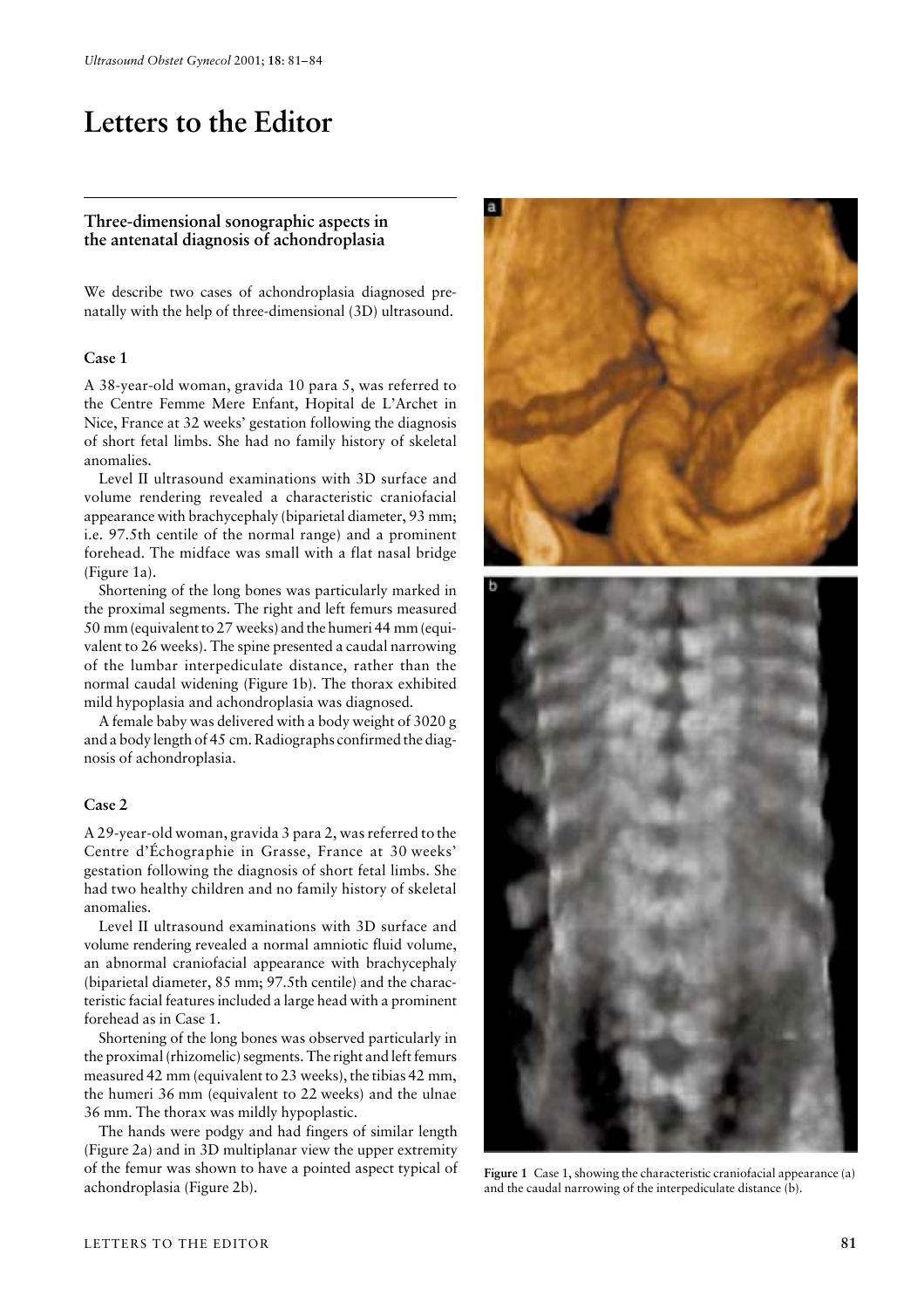# Letters to the Editor

## Three-dimensional sonographic aspects in the antenatal diagnosis of achondroplasia

We describe two cases of achondroplasia diagnosed prenatally with the help of three-dimensional (3D) ultrasound.

### Case 1

A 38-year-old woman, gravida 10 para 5, was referred to the Centre Femme Mere Enfant, Hopital de L'Archet in Nice, France at 32 weeks' gestation following the diagnosis of short fetal limbs. She had no family history of skeletal anomalies.

Level II ultrasound examinations with 3D surface and volume rendering revealed a characteristic craniofacial appearance with brachycephaly (biparietal diameter, 93 mm; i.e. 97.5th centile of the normal range) and a prominent forehead. The midface was small with a flat nasal bridge (Figure 1a).

Shortening of the long bones was particularly marked in the proximal segments. The right and left femurs measured 50 mm (equivalent to 27 weeks) and the humeri 44 mm (equivalent to 26 weeks). The spine presented a caudal narrowing of the lumbar interpediculate distance, rather than the normal caudal widening (Figure 1b). The thorax exhibited mild hypoplasia and achondroplasia was diagnosed.

A female baby was delivered with a body weight of 3020 g and a body length of 45 cm. Radiographs confirmed the diagnosis of achondroplasia.

### Case 2

A 29-year-old woman, gravida 3 para 2, was referred to the Centre d'Échographie in Grasse, France at 30 weeks' gestation following the diagnosis of short fetal limbs. She had two healthy children and no family history of skeletal anomalies.

Level II ultrasound examinations with 3D surface and volume rendering revealed a normal amniotic fluid volume, an abnormal craniofacial appearance with brachycephaly (biparietal diameter, 85 mm; 97.5th centile) and the characteristic facial features included a large head with a prominent forehead as in Case 1.

Shortening of the long bones was observed particularly in the proximal (rhizomelic) segments. The right and left femurs measured 42 mm (equivalent to 23 weeks), the tibias 42 mm, the humeri 36 mm (equivalent to 22 weeks) and the ulnae 36 mm. The thorax was mildly hypoplastic.

The hands were podgy and had fingers of similar length (Figure 2a) and in 3D multiplanar view the upper extremity of the femur was shown to have a pointed aspect typical of achondroplasia (Figure 2b).

**Figure 1** Case 1, showing the characteristic craniofacial appearance (a) and the caudal narrowing of the interpediculate distance (b).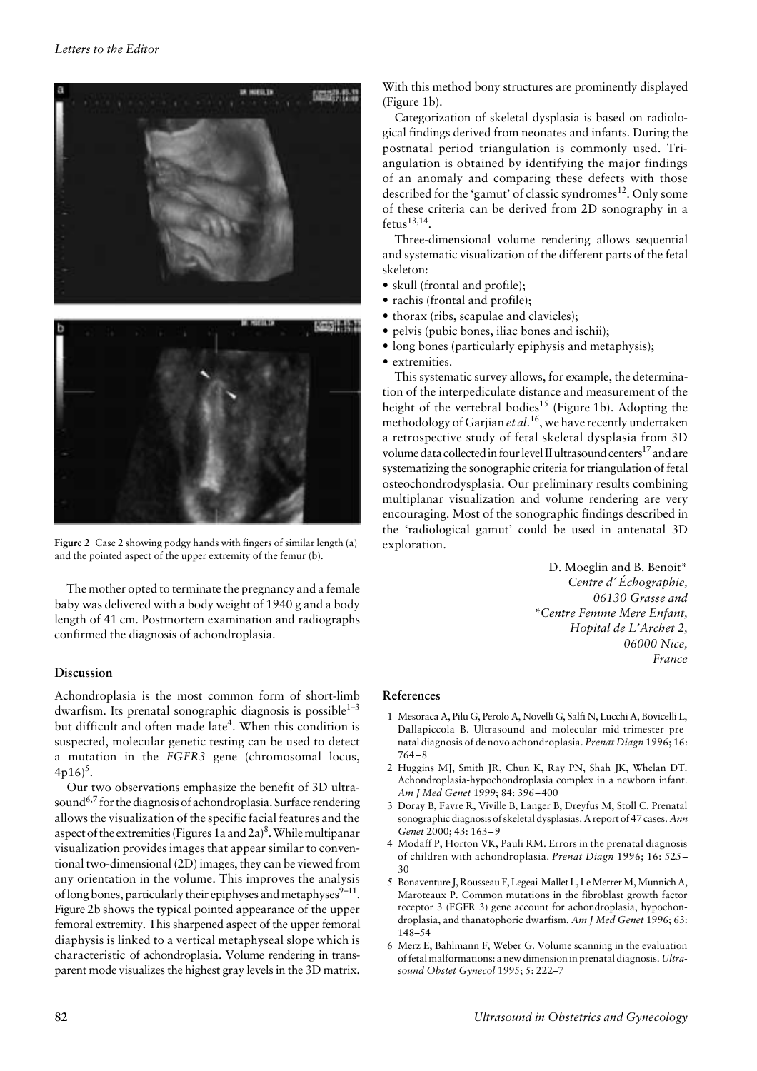Figure 2 Case 2 showing podgy hands with fingers of similar length (a) and the pointed aspect of the upper extremity of the femur (b).

The mother opted to terminate the pregnancy and a female baby was delivered with a body weight of 1940 g and a body length of 41 cm. Postmortem examination and radiographs confirmed the diagnosis of achondroplasia.

## Discussion

Achondroplasia is the most common form of short-limb dwarfism. Its prenatal sonographic diagnosis is possible[1–3] but difficult and often made late[4]. When this condition is suspected, molecular genetic testing can be used to detect a mutation in the *FGFR3* gene (chromosomal locus, 4p16)[5].

Our two observations emphasize the benefit of 3D ultrasound[6,7] for the diagnosis of achondroplasia. Surface rendering allows the visualization of the specific facial features and the aspect of the extremities (Figures 1a and 2a)[8]. While multipanar visualization provides images that appear similar to conventional two-dimensional (2D) images, they can be viewed from any orientation in the volume. This improves the analysis of long bones, particularly their epiphyses and metaphyses[9–11]. Figure 2b shows the typical pointed appearance of the upper femoral extremity. This sharpened aspect of the upper femoral diaphysis is linked to a vertical metaphyseal slope which is characteristic of achondroplasia. Volume rendering in transparent mode visualizes the highest gray levels in the 3D matrix. With this method bony structures are prominently displayed (Figure 1b).

Categorization of skeletal dysplasia is based on radiological findings derived from neonates and infants. During the postnatal period triangulation is commonly used. Triangulation is obtained by identifying the major findings of an anomaly and comparing these defects with those described for the 'gamut' of classic syndromes[12]. Only some of these criteria can be derived from 2D sonography in a fetus[13,14].

Three-dimensional volume rendering allows sequential and systematic visualization of the different parts of the fetal skeleton:

- skull (frontal and profile);
- rachis (frontal and profile);
- thorax (ribs, scapulae and clavicles);
- pelvis (pubic bones, iliac bones and ischii);
- long bones (particularly epiphysis and metaphysis);
- extremities.

This systematic survey allows, for example, the determination of the interpediculate distance and measurement of the height of the vertebral bodies[15] (Figure 1b). Adopting the methodology of Garjian *et al.*[16], we have recently undertaken a retrospective study of fetal skeletal dysplasia from 3D volume data collected in four level II ultrasound centers[17] and are systematizing the sonographic criteria for triangulation of fetal osteochondrodysplasia. Our preliminary results combining multiplanar visualization and volume rendering are very encouraging. Most of the sonographic findings described in the 'radiological gamut' could be used in antenatal 3D exploration.

D. Moeglin and B. Benoit*
*Centre d´Échographie,*
*06130 Grasse and*
*\*Centre Femme Mere Enfant,*
*Hopital de L'Archet 2,*
*06000 Nice,*
*France*

## References

1 Mesoraca A, Pilu G, Perolo A, Novelli G, Salfi N, Lucchi A, Bovicelli L, Dallapiccola B. Ultrasound and molecular mid-trimester prenatal diagnosis of de novo achondroplasia. *Prenat Diagn* 1996; 16: 764–8

2 Huggins MJ, Smith JR, Chun K, Ray PN, Shah JK, Whelan DT. Achondroplasia-hypochondroplasia complex in a newborn infant. *Am J Med Genet* 1999; 84: 396–400

3 Doray B, Favre R, Viville B, Langer B, Dreyfus M, Stoll C. Prenatal sonographic diagnosis of skeletal dysplasias. A report of 47 cases. *Ann Genet* 2000; 43: 163–9

4 Modaff P, Horton VK, Pauli RM. Errors in the prenatal diagnosis of children with achondroplasia. *Prenat Diagn* 1996; 16: 525–30

5 Bonaventure J, Rousseau F, Legeai-Mallet L, Le Merrer M, Munnich A, Maroteaux P. Common mutations in the fibroblast growth factor receptor 3 (FGFR 3) gene account for achondroplasia, hypochondroplasia, and thanatophoric dwarfism. *Am J Med Genet* 1996; 63: 148–54

6 Merz E, Bahlmann F, Weber G. Volume scanning in the evaluation of fetal malformations: a new dimension in prenatal diagnosis. *Ultrasound Obstet Gynecol* 1995; 5: 222–7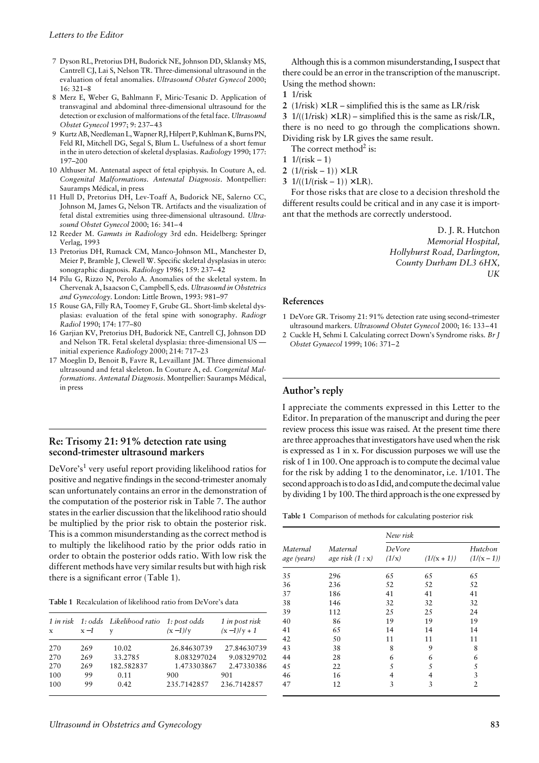7 Dyson RL, Pretorius DH, Budorick NE, Johnson DD, Sklansky MS, Cantrell CJ, Lai S, Nelson TR. Three-dimensional ultrasound in the evaluation of fetal anomalies. *Ultrasound Obstet Gynecol* 2000; 16: 321–8

8 Merz E, Weber G, Bahlmann F, Miric-Tesanic D. Application of transvaginal and abdominal three-dimensional ultrasound for the detection or exclusion of malformations of the fetal face. *Ultrasound Obstet Gynecol* 1997; 9: 237–43

9 Kurtz AB, Needleman L, Wapner RJ, Hilpert P, Kuhlman K, Burns PN, Feld RI, Mitchell DG, Segal S, Blum L. Usefulness of a short femur in the in utero detection of skeletal dysplasias. *Radiology* 1990; 177: 197–200

10 Althuser M. Antenatal aspect of fetal epiphysis. In Couture A, ed. *Congenital Malformations. Antenatal Diagnosis*. Montpellier: Sauramps Médical, in press

11 Hull D, Pretorius DH, Lev-Toaff A, Budorick NE, Salerno CC, Johnson M, James G, Nelson TR. Artifacts and the visualization of fetal distal extremities using three-dimensional ultrasound. *Ultrasound Obstet Gynecol* 2000; 16: 341–4

12 Reeder M. *Gamuts in Radiology* 3rd edn. Heidelberg: Springer Verlag, 1993

13 Pretorius DH, Rumack CM, Manco-Johnson ML, Manchester D, Meier P, Bramble J, Clewell W. Specific skeletal dysplasias in utero: sonographic diagnosis. *Radiology* 1986; 159: 237–42

14 Pilu G, Rizzo N, Perolo A. Anomalies of the skeletal system. In Chervenak A, Isaacson C, Campbell S, eds. *Ultrasound in Obstetrics and Gynecology*. London: Little Brown, 1993: 981–97

15 Rouse GA, Filly RA, Toomey F, Grube GL. Short-limb skeletal dysplasias: evaluation of the fetal spine with sonography. *Radiogr Radiol* 1990; 174: 177–80

16 Garjian KV, Pretorius DH, Budorick NE, Cantrell CJ, Johnson DD and Nelson TR. Fetal skeletal dysplasia: three-dimensional US — initial experience *Radiology* 2000; 214: 717–23

17 Moeglin D, Benoit B, Favre R, Levaillant JM. Three dimensional ultrasound and fetal skeleton. In Couture A, ed. *Congenital Malformations. Antenatal Diagnosis*. Montpellier: Sauramps Médical, in press

## Re: Trisomy 21: 91% detection rate using second-trimester ultrasound markers

DeVore's[1] very useful report providing likelihood ratios for positive and negative findings in the second-trimester anomaly scan unfortunately contains an error in the demonstration of the computation of the posterior risk in Table 7. The author states in the earlier discussion that the likelihood ratio should be multiplied by the prior risk to obtain the posterior risk. This is a common misunderstanding as the correct method is to multiply the likelihood ratio by the prior odds ratio in order to obtain the posterior odds ratio. With low risk the different methods have very similar results but with high risk there is a significant error (Table 1).

**Table 1** Recalculation of likelihood ratio from DeVore's data

| 1 in risk x | 1: odds x −1 | Likelihood ratio y | 1: post odds (x −1)/y | 1 in post risk (x −1)/y + 1 |
|---|---|---|---|---|
| 270 | 269 | 10.02 | 26.84630739 | 27.84630739 |
| 270 | 269 | 33.2785 | 8.083297024 | 9.08329702 |
| 270 | 269 | 182.582837 | 1.473303867 | 2.47330386 |
| 100 | 99 | 0.11 | 900 | 901 |
| 100 | 99 | 0.42 | 235.7142857 | 236.7142857 |

Although this is a common misunderstanding, I suspect that there could be an error in the transcription of the manuscript. Using the method shown:

**1** 1/risk

**2** (1/risk) × LR – simplified this is the same as LR/risk

**3** 1/((1/risk) × LR) – simplified this is the same as risk/LR,

there is no need to go through the complications shown. Dividing risk by LR gives the same result.

The correct method[2] is:

**1** 1/(risk – 1)

**2** (1/(risk – 1)) × LR

**3** 1/((1/(risk – 1)) × LR).

For those risks that are close to a decision threshold the different results could be critical and in any case it is important that the methods are correctly understood.

D. J. R. Hutchon
*Memorial Hospital,*
*Hollyhurst Road, Darlington,*
*County Durham DL3 6HX,*
*UK*

### References

1 DeVore GR. Trisomy 21: 91% detection rate using second–trimester ultrasound markers. *Ultrasound Obstet Gynecol* 2000; 16: 133–41

2 Cuckle H, Sehmi I. Calculating correct Down's Syndrome risks. *Br J Obstet Gynaecol* 1999; 106: 371–2

## Author's reply

I appreciate the comments expressed in this Letter to the Editor. In preparation of the manuscript and during the peer review process this issue was raised. At the present time there are three approaches that investigators have used when the risk is expressed as 1 in x. For discussion purposes we will use the risk of 1 in 100. One approach is to compute the decimal value for the risk by adding 1 to the denominator, i.e. 1/101. The second approach is to do as I did, and compute the decimal value by dividing 1 by 100. The third approach is the one expressed by

**Table 1** Comparison of methods for calculating posterior risk

| Maternal age (years) | Maternal age risk (1 : x) | New risk DeVore (1/x) | (1/(x + 1)) | Hutchon (1/(x − 1)) |
|---|---|---|---|---|
| 35 | 296 | 65 | 65 | 65 |
| 36 | 236 | 52 | 52 | 52 |
| 37 | 186 | 41 | 41 | 41 |
| 38 | 146 | 32 | 32 | 32 |
| 39 | 112 | 25 | 25 | 24 |
| 40 | 86 | 19 | 19 | 19 |
| 41 | 65 | 14 | 14 | 14 |
| 42 | 50 | 11 | 11 | 11 |
| 43 | 38 | 8 | 9 | 8 |
| 44 | 28 | 6 | 6 | 6 |
| 45 | 22 | 5 | 5 | 5 |
| 46 | 16 | 4 | 4 | 3 |
| 47 | 12 | 3 | 3 | 2 |